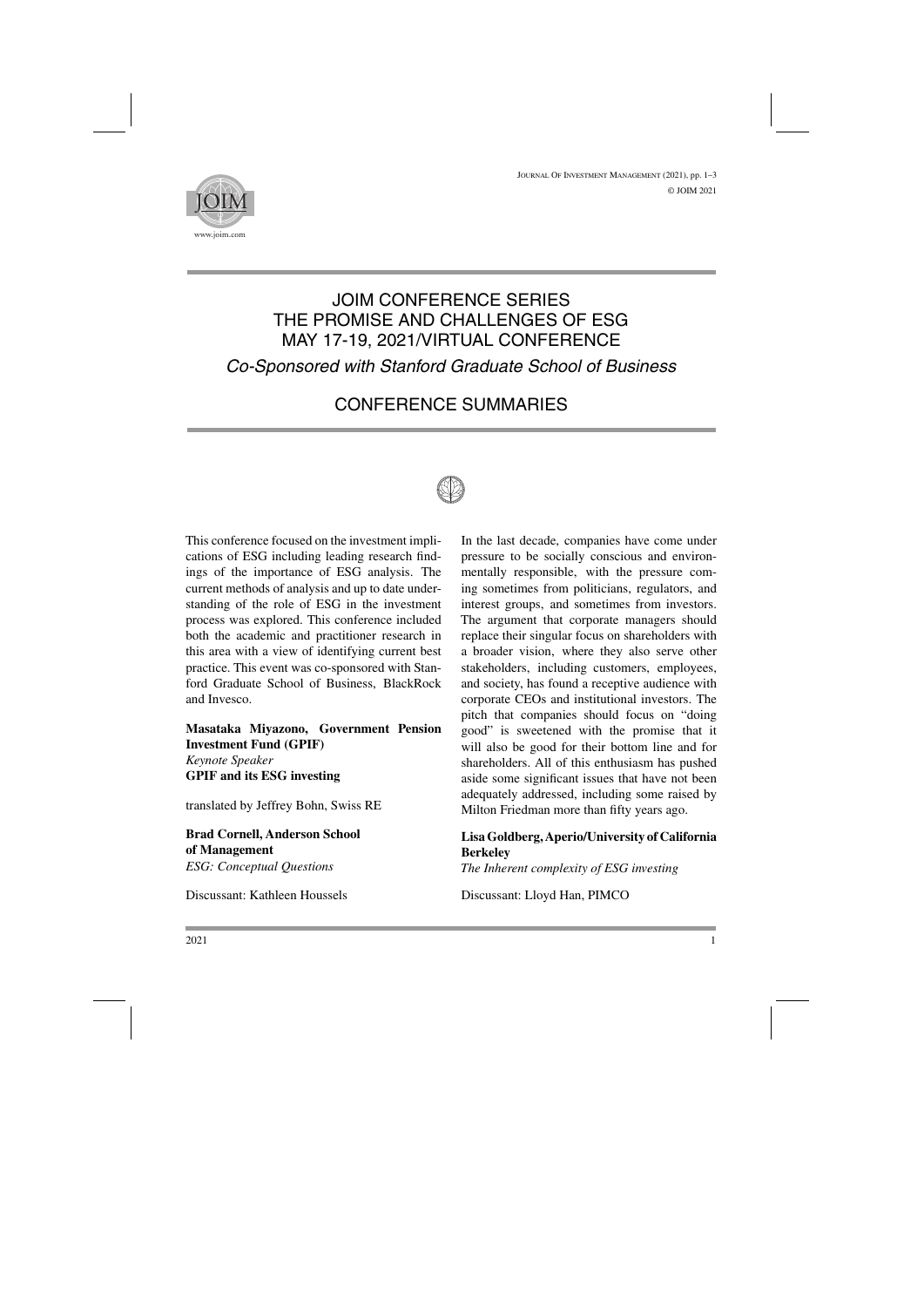# JOIM CONFERENCE SERIES
# THE PROMISE AND CHALLENGES OF ESG
# MAY 17-19, 2021/VIRTUAL CONFERENCE

*Co-Sponsored with Stanford Graduate School of Business*

## CONFERENCE SUMMARIES

This conference focused on the investment implications of ESG including leading research findings of the importance of ESG analysis. The current methods of analysis and up to date understanding of the role of ESG in the investment process was explored. This conference included both the academic and practitioner research in this area with a view of identifying current best practice. This event was co-sponsored with Stanford Graduate School of Business, BlackRock and Invesco.

**Masataka Miyazono, Government Pension Investment Fund (GPIF)**
*Keynote Speaker*
**GPIF and its ESG investing**

translated by Jeffrey Bohn, Swiss RE

**Brad Cornell, Anderson School of Management**
*ESG: Conceptual Questions*

Discussant: Kathleen Houssels

In the last decade, companies have come under pressure to be socially conscious and environmentally responsible, with the pressure coming sometimes from politicians, regulators, and interest groups, and sometimes from investors. The argument that corporate managers should replace their singular focus on shareholders with a broader vision, where they also serve other stakeholders, including customers, employees, and society, has found a receptive audience with corporate CEOs and institutional investors. The pitch that companies should focus on "doing good" is sweetened with the promise that it will also be good for their bottom line and for shareholders. All of this enthusiasm has pushed aside some significant issues that have not been adequately addressed, including some raised by Milton Friedman more than fifty years ago.

**Lisa Goldberg, Aperio/University of California Berkeley**
*The Inherent complexity of ESG investing*

Discussant: Lloyd Han, PIMCO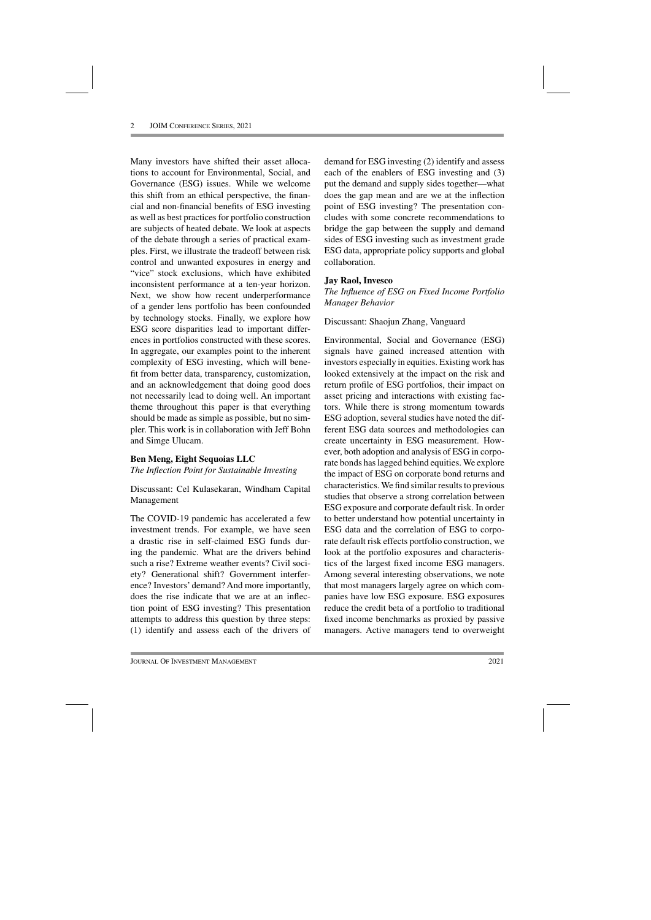Many investors have shifted their asset allocations to account for Environmental, Social, and Governance (ESG) issues. While we welcome this shift from an ethical perspective, the financial and non-financial benefits of ESG investing as well as best practices for portfolio construction are subjects of heated debate. We look at aspects of the debate through a series of practical examples. First, we illustrate the tradeoff between risk control and unwanted exposures in energy and "vice" stock exclusions, which have exhibited inconsistent performance at a ten-year horizon. Next, we show how recent underperformance of a gender lens portfolio has been confounded by technology stocks. Finally, we explore how ESG score disparities lead to important differences in portfolios constructed with these scores. In aggregate, our examples point to the inherent complexity of ESG investing, which will benefit from better data, transparency, customization, and an acknowledgement that doing good does not necessarily lead to doing well. An important theme throughout this paper is that everything should be made as simple as possible, but no simpler. This work is in collaboration with Jeff Bohn and Simge Ulucam.

**Ben Meng, Eight Sequoias LLC**

*The Inflection Point for Sustainable Investing*

Discussant: Cel Kulasekaran, Windham Capital Management

The COVID-19 pandemic has accelerated a few investment trends. For example, we have seen a drastic rise in self-claimed ESG funds during the pandemic. What are the drivers behind such a rise? Extreme weather events? Civil society? Generational shift? Government interference? Investors' demand? And more importantly, does the rise indicate that we are at an inflection point of ESG investing? This presentation attempts to address this question by three steps: (1) identify and assess each of the drivers of demand for ESG investing (2) identify and assess each of the enablers of ESG investing and (3) put the demand and supply sides together—what does the gap mean and are we at the inflection point of ESG investing? The presentation concludes with some concrete recommendations to bridge the gap between the supply and demand sides of ESG investing such as investment grade ESG data, appropriate policy supports and global collaboration.

**Jay Raol, Invesco**

*The Influence of ESG on Fixed Income Portfolio Manager Behavior*

Discussant: Shaojun Zhang, Vanguard

Environmental, Social and Governance (ESG) signals have gained increased attention with investors especially in equities. Existing work has looked extensively at the impact on the risk and return profile of ESG portfolios, their impact on asset pricing and interactions with existing factors. While there is strong momentum towards ESG adoption, several studies have noted the different ESG data sources and methodologies can create uncertainty in ESG measurement. However, both adoption and analysis of ESG in corporate bonds has lagged behind equities. We explore the impact of ESG on corporate bond returns and characteristics. We find similar results to previous studies that observe a strong correlation between ESG exposure and corporate default risk. In order to better understand how potential uncertainty in ESG data and the correlation of ESG to corporate default risk effects portfolio construction, we look at the portfolio exposures and characteristics of the largest fixed income ESG managers. Among several interesting observations, we note that most managers largely agree on which companies have low ESG exposure. ESG exposures reduce the credit beta of a portfolio to traditional fixed income benchmarks as proxied by passive managers. Active managers tend to overweight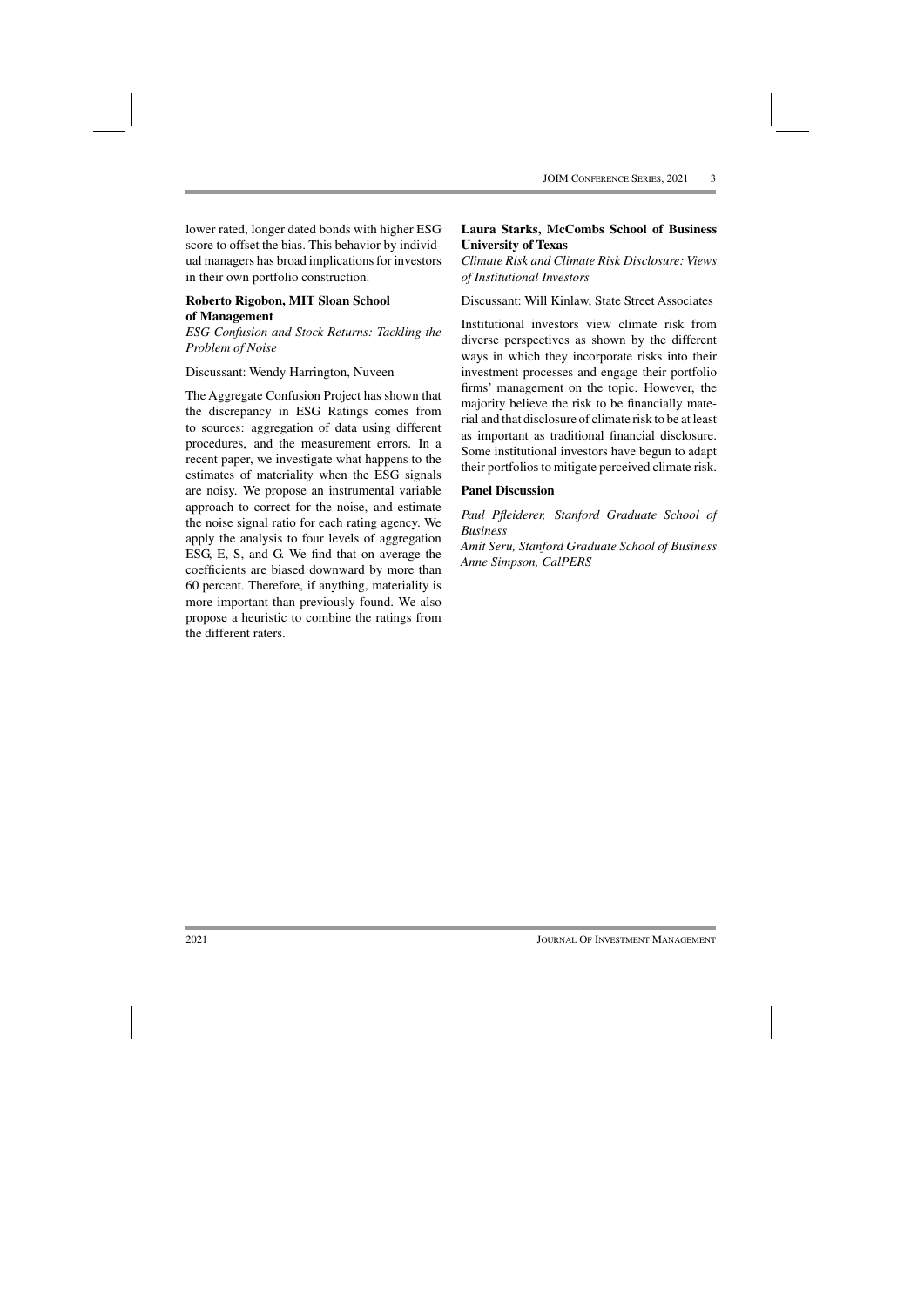lower rated, longer dated bonds with higher ESG score to offset the bias. This behavior by individual managers has broad implications for investors in their own portfolio construction.

### Roberto Rigobon, MIT Sloan School of Management

*ESG Confusion and Stock Returns: Tackling the Problem of Noise*

Discussant: Wendy Harrington, Nuveen

The Aggregate Confusion Project has shown that the discrepancy in ESG Ratings comes from to sources: aggregation of data using different procedures, and the measurement errors. In a recent paper, we investigate what happens to the estimates of materiality when the ESG signals are noisy. We propose an instrumental variable approach to correct for the noise, and estimate the noise signal ratio for each rating agency. We apply the analysis to four levels of aggregation ESG, E, S, and G. We find that on average the coefficients are biased downward by more than 60 percent. Therefore, if anything, materiality is more important than previously found. We also propose a heuristic to combine the ratings from the different raters.

### Laura Starks, McCombs School of Business University of Texas

*Climate Risk and Climate Risk Disclosure: Views of Institutional Investors*

Discussant: Will Kinlaw, State Street Associates

Institutional investors view climate risk from diverse perspectives as shown by the different ways in which they incorporate risks into their investment processes and engage their portfolio firms' management on the topic. However, the majority believe the risk to be financially material and that disclosure of climate risk to be at least as important as traditional financial disclosure. Some institutional investors have begun to adapt their portfolios to mitigate perceived climate risk.

### Panel Discussion

*Paul Pfleiderer, Stanford Graduate School of Business*
*Amit Seru, Stanford Graduate School of Business*
*Anne Simpson, CalPERS*